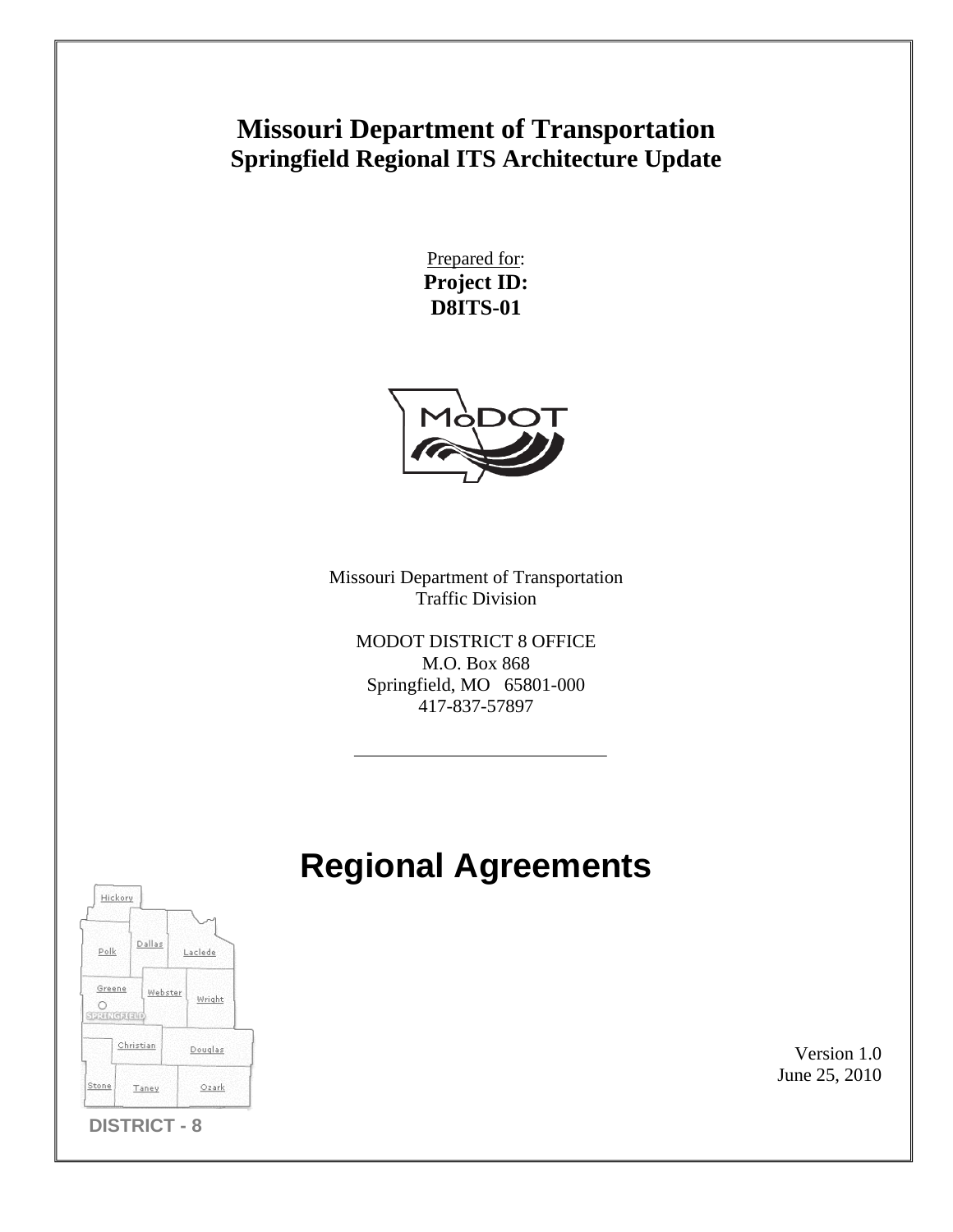# Missouri Department of Transportation

## Springfield Regional ITS Architecture Update

Prepared for:

**Project ID:**

**D8ITS-01**

Missouri Department of Transportation
Traffic Division

MODOT DISTRICT 8 OFFICE
M.O. Box 868
Springfield, MO 65801-000
417-837-57897

# Regional Agreements

Hickory, Polk, Dallas, Laclede, Greene, Webster, Wright, SPRINGFIELD, Christian, Douglas, Stone, Taney, Ozark

**DISTRICT - 8**

Version 1.0
June 25, 2010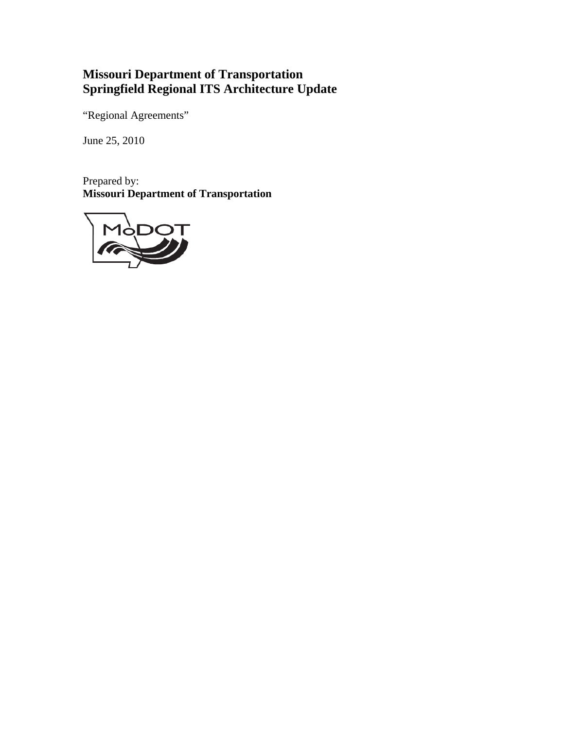# Missouri Department of Transportation
# Springfield Regional ITS Architecture Update

"Regional Agreements"

June 25, 2010

Prepared by:
**Missouri Department of Transportation**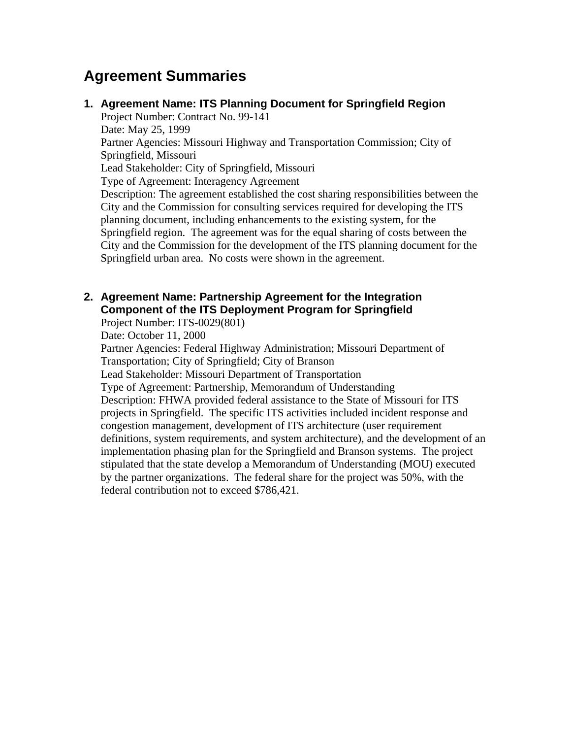# Agreement Summaries

1. **Agreement Name: ITS Planning Document for Springfield Region**
   Project Number: Contract No. 99-141
   Date: May 25, 1999
   Partner Agencies: Missouri Highway and Transportation Commission; City of Springfield, Missouri
   Lead Stakeholder: City of Springfield, Missouri
   Type of Agreement: Interagency Agreement
   Description: The agreement established the cost sharing responsibilities between the City and the Commission for consulting services required for developing the ITS planning document, including enhancements to the existing system, for the Springfield region. The agreement was for the equal sharing of costs between the City and the Commission for the development of the ITS planning document for the Springfield urban area. No costs were shown in the agreement.

2. **Agreement Name: Partnership Agreement for the Integration Component of the ITS Deployment Program for Springfield**
   Project Number: ITS-0029(801)
   Date: October 11, 2000
   Partner Agencies: Federal Highway Administration; Missouri Department of Transportation; City of Springfield; City of Branson
   Lead Stakeholder: Missouri Department of Transportation
   Type of Agreement: Partnership, Memorandum of Understanding
   Description: FHWA provided federal assistance to the State of Missouri for ITS projects in Springfield. The specific ITS activities included incident response and congestion management, development of ITS architecture (user requirement definitions, system requirements, and system architecture), and the development of an implementation phasing plan for the Springfield and Branson systems. The project stipulated that the state develop a Memorandum of Understanding (MOU) executed by the partner organizations. The federal share for the project was 50%, with the federal contribution not to exceed $786,421.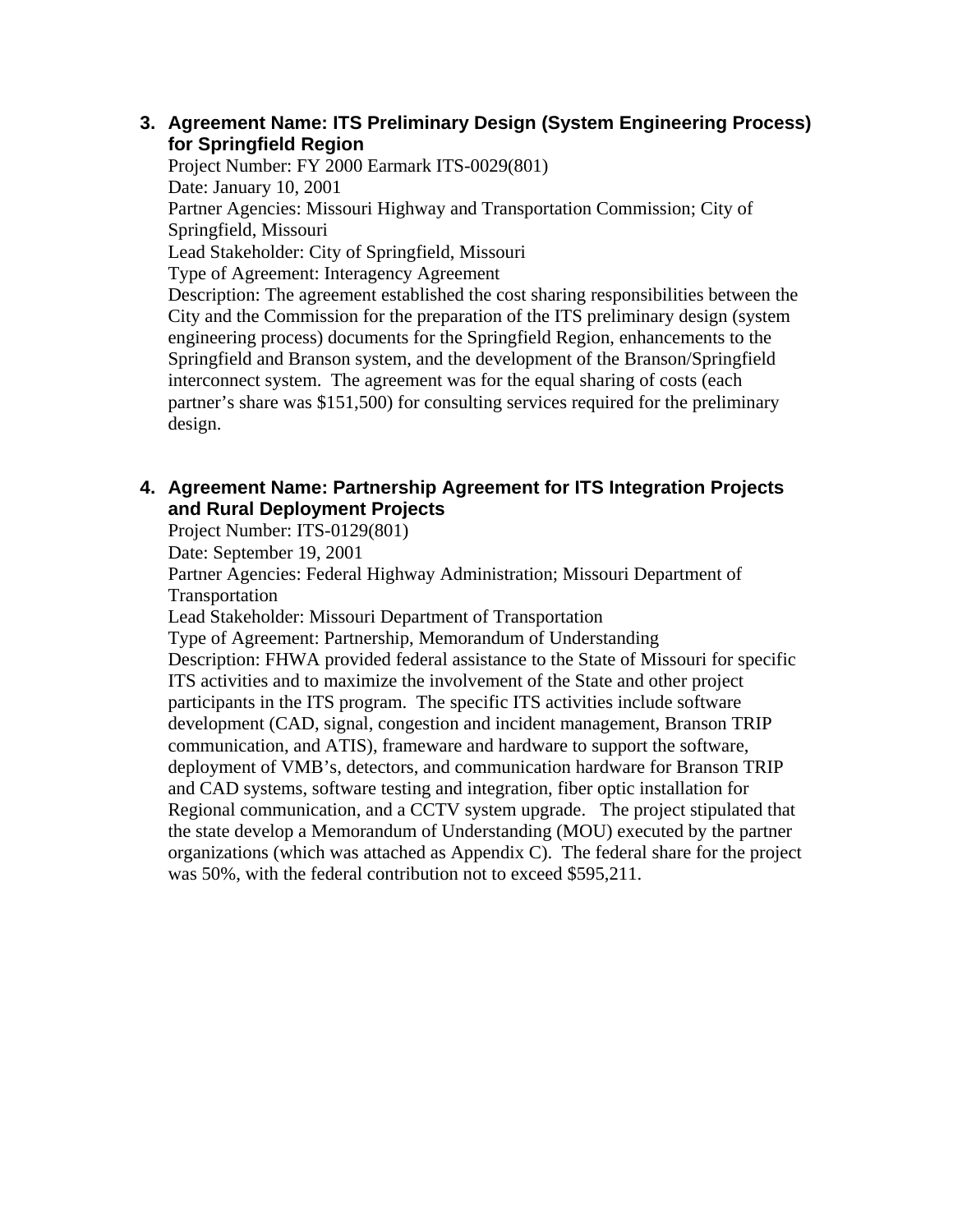3. **Agreement Name: ITS Preliminary Design (System Engineering Process) for Springfield Region**
   Project Number: FY 2000 Earmark ITS-0029(801)
   Date: January 10, 2001
   Partner Agencies: Missouri Highway and Transportation Commission; City of Springfield, Missouri
   Lead Stakeholder: City of Springfield, Missouri
   Type of Agreement: Interagency Agreement
   Description: The agreement established the cost sharing responsibilities between the City and the Commission for the preparation of the ITS preliminary design (system engineering process) documents for the Springfield Region, enhancements to the Springfield and Branson system, and the development of the Branson/Springfield interconnect system. The agreement was for the equal sharing of costs (each partner's share was $151,500) for consulting services required for the preliminary design.

4. **Agreement Name: Partnership Agreement for ITS Integration Projects and Rural Deployment Projects**
   Project Number: ITS-0129(801)
   Date: September 19, 2001
   Partner Agencies: Federal Highway Administration; Missouri Department of Transportation
   Lead Stakeholder: Missouri Department of Transportation
   Type of Agreement: Partnership, Memorandum of Understanding
   Description: FHWA provided federal assistance to the State of Missouri for specific ITS activities and to maximize the involvement of the State and other project participants in the ITS program. The specific ITS activities include software development (CAD, signal, congestion and incident management, Branson TRIP communication, and ATIS), frameware and hardware to support the software, deployment of VMB's, detectors, and communication hardware for Branson TRIP and CAD systems, software testing and integration, fiber optic installation for Regional communication, and a CCTV system upgrade. The project stipulated that the state develop a Memorandum of Understanding (MOU) executed by the partner organizations (which was attached as Appendix C). The federal share for the project was 50%, with the federal contribution not to exceed $595,211.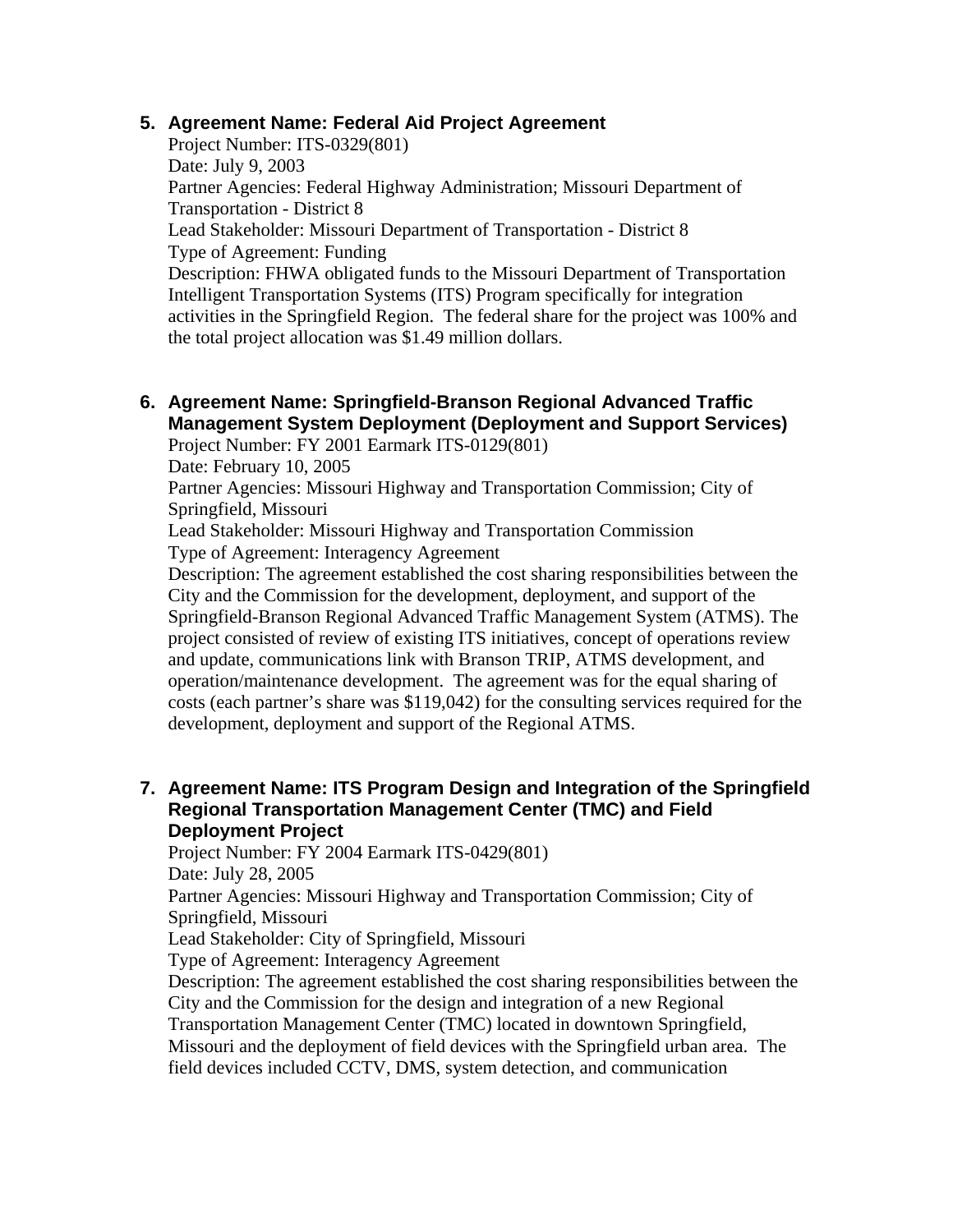5. **Agreement Name: Federal Aid Project Agreement**

   Project Number: ITS-0329(801)
   Date: July 9, 2003
   Partner Agencies: Federal Highway Administration; Missouri Department of Transportation - District 8
   Lead Stakeholder: Missouri Department of Transportation - District 8
   Type of Agreement: Funding
   Description: FHWA obligated funds to the Missouri Department of Transportation Intelligent Transportation Systems (ITS) Program specifically for integration activities in the Springfield Region. The federal share for the project was 100% and the total project allocation was $1.49 million dollars.

6. **Agreement Name: Springfield-Branson Regional Advanced Traffic Management System Deployment (Deployment and Support Services)**

   Project Number: FY 2001 Earmark ITS-0129(801)
   Date: February 10, 2005
   Partner Agencies: Missouri Highway and Transportation Commission; City of Springfield, Missouri
   Lead Stakeholder: Missouri Highway and Transportation Commission
   Type of Agreement: Interagency Agreement
   Description: The agreement established the cost sharing responsibilities between the City and the Commission for the development, deployment, and support of the Springfield-Branson Regional Advanced Traffic Management System (ATMS). The project consisted of review of existing ITS initiatives, concept of operations review and update, communications link with Branson TRIP, ATMS development, and operation/maintenance development. The agreement was for the equal sharing of costs (each partner's share was $119,042) for the consulting services required for the development, deployment and support of the Regional ATMS.

7. **Agreement Name: ITS Program Design and Integration of the Springfield Regional Transportation Management Center (TMC) and Field Deployment Project**

   Project Number: FY 2004 Earmark ITS-0429(801)
   Date: July 28, 2005
   Partner Agencies: Missouri Highway and Transportation Commission; City of Springfield, Missouri
   Lead Stakeholder: City of Springfield, Missouri
   Type of Agreement: Interagency Agreement
   Description: The agreement established the cost sharing responsibilities between the City and the Commission for the design and integration of a new Regional Transportation Management Center (TMC) located in downtown Springfield, Missouri and the deployment of field devices with the Springfield urban area. The field devices included CCTV, DMS, system detection, and communication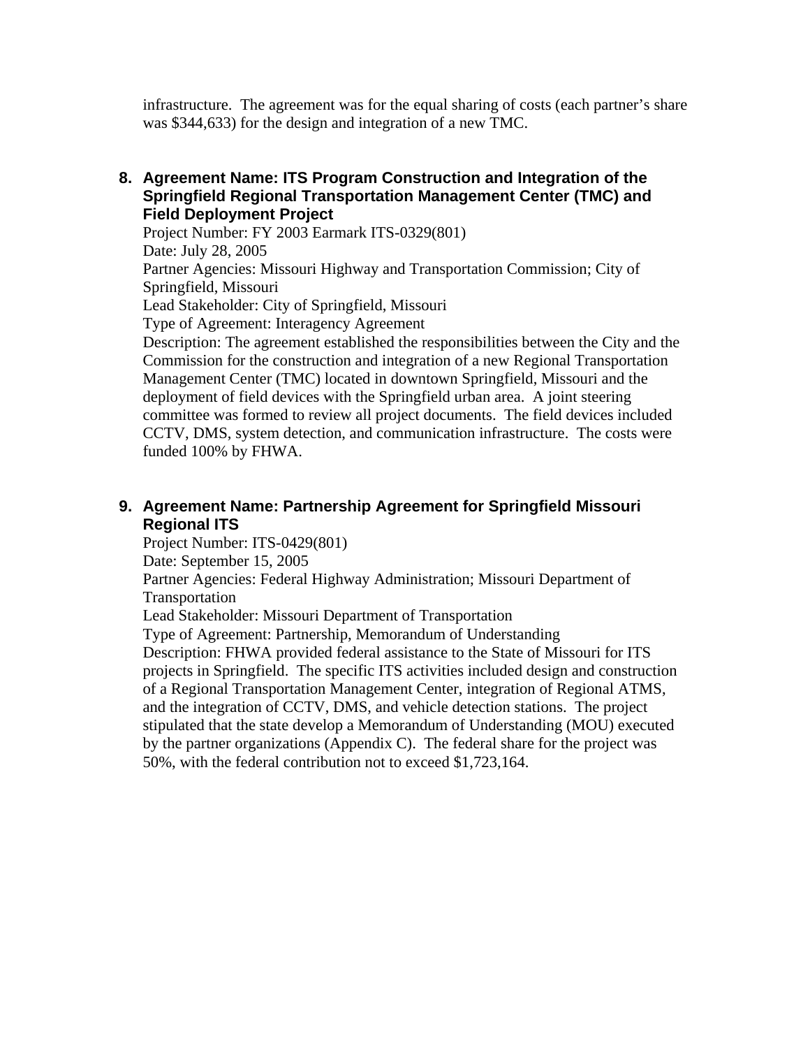infrastructure. The agreement was for the equal sharing of costs (each partner's share was $344,633) for the design and integration of a new TMC.

8. **Agreement Name: ITS Program Construction and Integration of the Springfield Regional Transportation Management Center (TMC) and Field Deployment Project**
   Project Number: FY 2003 Earmark ITS-0329(801)
   Date: July 28, 2005
   Partner Agencies: Missouri Highway and Transportation Commission; City of Springfield, Missouri
   Lead Stakeholder: City of Springfield, Missouri
   Type of Agreement: Interagency Agreement
   Description: The agreement established the responsibilities between the City and the Commission for the construction and integration of a new Regional Transportation Management Center (TMC) located in downtown Springfield, Missouri and the deployment of field devices with the Springfield urban area. A joint steering committee was formed to review all project documents. The field devices included CCTV, DMS, system detection, and communication infrastructure. The costs were funded 100% by FHWA.

9. **Agreement Name: Partnership Agreement for Springfield Missouri Regional ITS**
   Project Number: ITS-0429(801)
   Date: September 15, 2005
   Partner Agencies: Federal Highway Administration; Missouri Department of Transportation
   Lead Stakeholder: Missouri Department of Transportation
   Type of Agreement: Partnership, Memorandum of Understanding
   Description: FHWA provided federal assistance to the State of Missouri for ITS projects in Springfield. The specific ITS activities included design and construction of a Regional Transportation Management Center, integration of Regional ATMS, and the integration of CCTV, DMS, and vehicle detection stations. The project stipulated that the state develop a Memorandum of Understanding (MOU) executed by the partner organizations (Appendix C). The federal share for the project was 50%, with the federal contribution not to exceed $1,723,164.